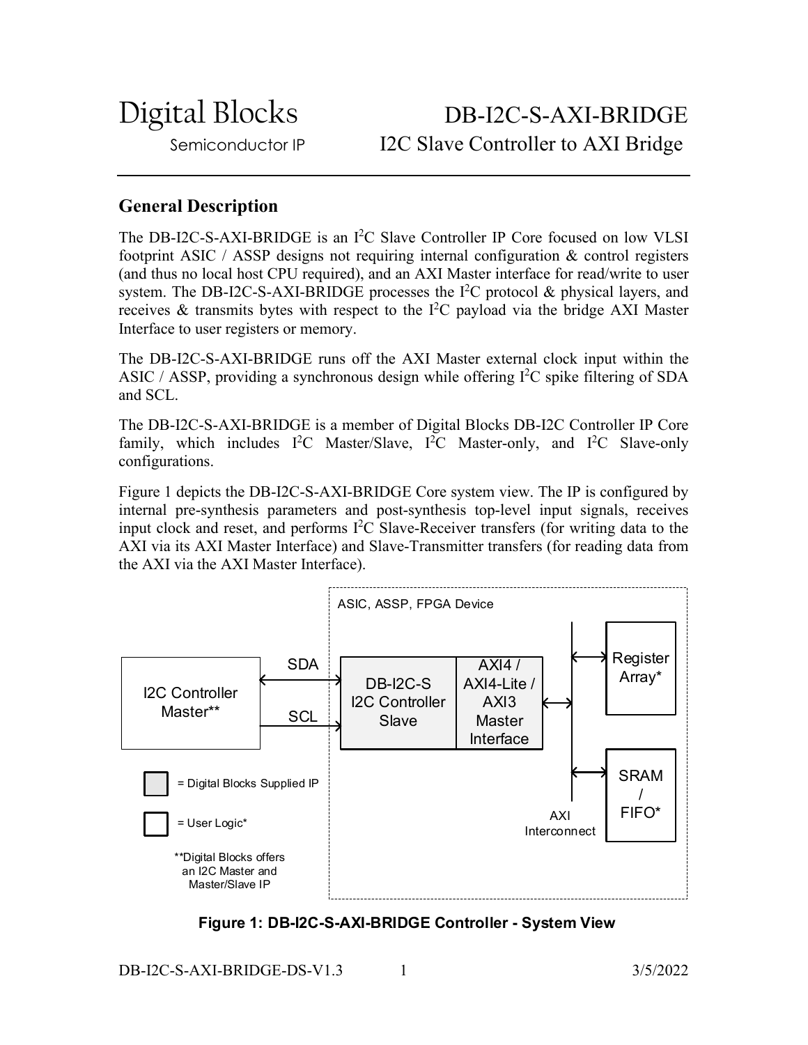Digital Blocks
Semiconductor IP

# DB-I2C-S-AXI-BRIDGE

## I2C Slave Controller to AXI Bridge

## General Description

The DB-I2C-S-AXI-BRIDGE is an I²C Slave Controller IP Core focused on low VLSI footprint ASIC / ASSP designs not requiring internal configuration & control registers (and thus no local host CPU required), and an AXI Master interface for read/write to user system. The DB-I2C-S-AXI-BRIDGE processes the I²C protocol & physical layers, and receives & transmits bytes with respect to the I²C payload via the bridge AXI Master Interface to user registers or memory.

The DB-I2C-S-AXI-BRIDGE runs off the AXI Master external clock input within the ASIC / ASSP, providing a synchronous design while offering I²C spike filtering of SDA and SCL.

The DB-I2C-S-AXI-BRIDGE is a member of Digital Blocks DB-I2C Controller IP Core family, which includes I²C Master/Slave, I²C Master-only, and I²C Slave-only configurations.

Figure 1 depicts the DB-I2C-S-AXI-BRIDGE Core system view. The IP is configured by internal pre-synthesis parameters and post-synthesis top-level input signals, receives input clock and reset, and performs I²C Slave-Receiver transfers (for writing data to the AXI via its AXI Master Interface) and Slave-Transmitter transfers (for reading data from the AXI via the AXI Master Interface).

ASIC, ASSP, FPGA Device

I2C Controller Master**

SDA

SCL

DB-I2C-S I2C Controller Slave

AXI4 / AXI4-Lite / AXI3 Master Interface

Register Array*

SRAM / FIFO*

AXI Interconnect

= Digital Blocks Supplied IP

= User Logic*

**Digital Blocks offers an I2C Master and Master/Slave IP

**Figure 1: DB-I2C-S-AXI-BRIDGE Controller - System View**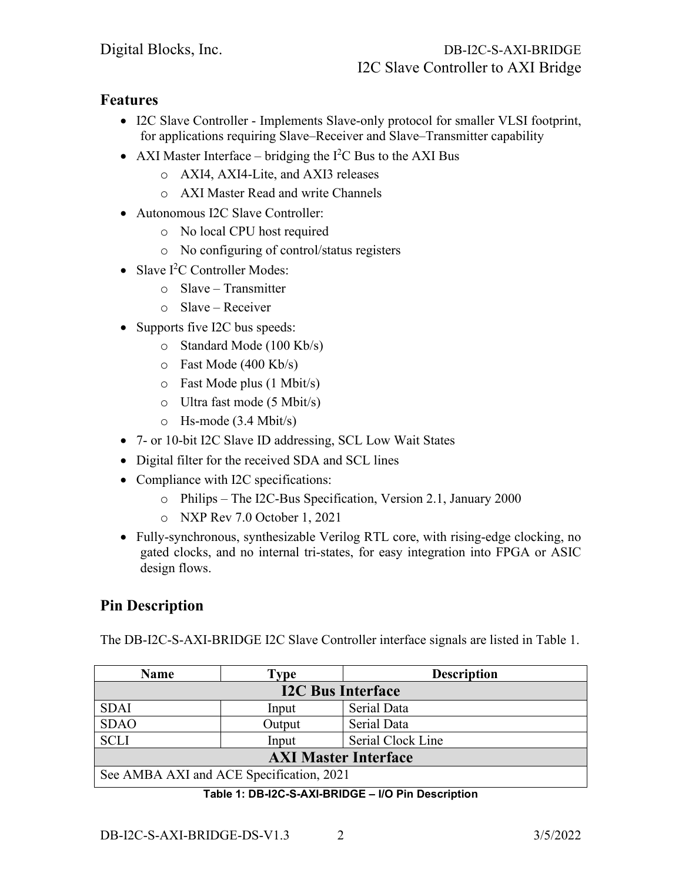## Features

- I2C Slave Controller - Implements Slave-only protocol for smaller VLSI footprint, for applications requiring Slave–Receiver and Slave–Transmitter capability
- AXI Master Interface – bridging the I$^2$C Bus to the AXI Bus
  - AXI4, AXI4-Lite, and AXI3 releases
  - AXI Master Read and write Channels
- Autonomous I2C Slave Controller:
  - No local CPU host required
  - No configuring of control/status registers
- Slave I$^2$C Controller Modes:
  - Slave – Transmitter
  - Slave – Receiver
- Supports five I2C bus speeds:
  - Standard Mode (100 Kb/s)
  - Fast Mode (400 Kb/s)
  - Fast Mode plus (1 Mbit/s)
  - Ultra fast mode (5 Mbit/s)
  - Hs-mode (3.4 Mbit/s)
- 7- or 10-bit I2C Slave ID addressing, SCL Low Wait States
- Digital filter for the received SDA and SCL lines
- Compliance with I2C specifications:
  - Philips – The I2C-Bus Specification, Version 2.1, January 2000
  - NXP Rev 7.0 October 1, 2021
- Fully-synchronous, synthesizable Verilog RTL core, with rising-edge clocking, no gated clocks, and no internal tri-states, for easy integration into FPGA or ASIC design flows.

## Pin Description

The DB-I2C-S-AXI-BRIDGE I2C Slave Controller interface signals are listed in Table 1.

| Name | Type | Description |
|---|---|---|
| **I2C Bus Interface** | | |
| SDAI | Input | Serial Data |
| SDAO | Output | Serial Data |
| SCLI | Input | Serial Clock Line |
| **AXI Master Interface** | | |
| See AMBA AXI and ACE Specification, 2021 | | |

**Table 1: DB-I2C-S-AXI-BRIDGE – I/O Pin Description**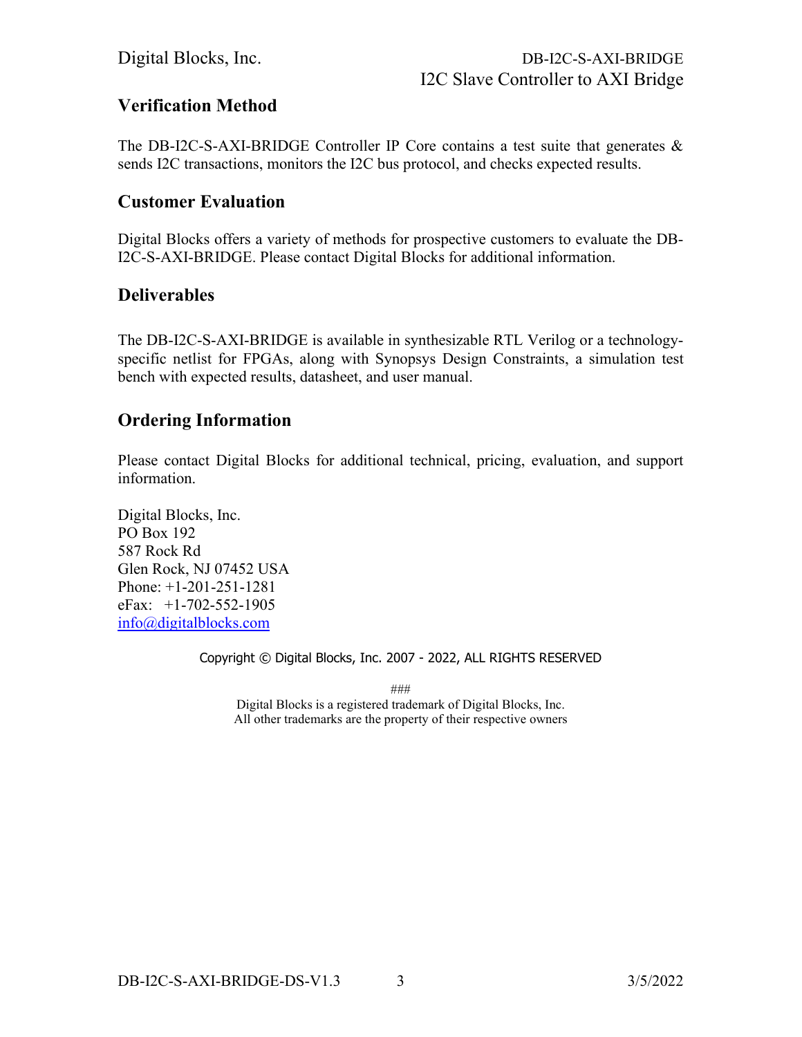## Verification Method

The DB-I2C-S-AXI-BRIDGE Controller IP Core contains a test suite that generates & sends I2C transactions, monitors the I2C bus protocol, and checks expected results.

## Customer Evaluation

Digital Blocks offers a variety of methods for prospective customers to evaluate the DB-I2C-S-AXI-BRIDGE. Please contact Digital Blocks for additional information.

## Deliverables

The DB-I2C-S-AXI-BRIDGE is available in synthesizable RTL Verilog or a technology-specific netlist for FPGAs, along with Synopsys Design Constraints, a simulation test bench with expected results, datasheet, and user manual.

## Ordering Information

Please contact Digital Blocks for additional technical, pricing, evaluation, and support information.

Digital Blocks, Inc.
PO Box 192
587 Rock Rd
Glen Rock, NJ 07452 USA
Phone: +1-201-251-1281
eFax: +1-702-552-1905
info@digitalblocks.com

Copyright © Digital Blocks, Inc. 2007 - 2022, ALL RIGHTS RESERVED

###

Digital Blocks is a registered trademark of Digital Blocks, Inc.
All other trademarks are the property of their respective owners